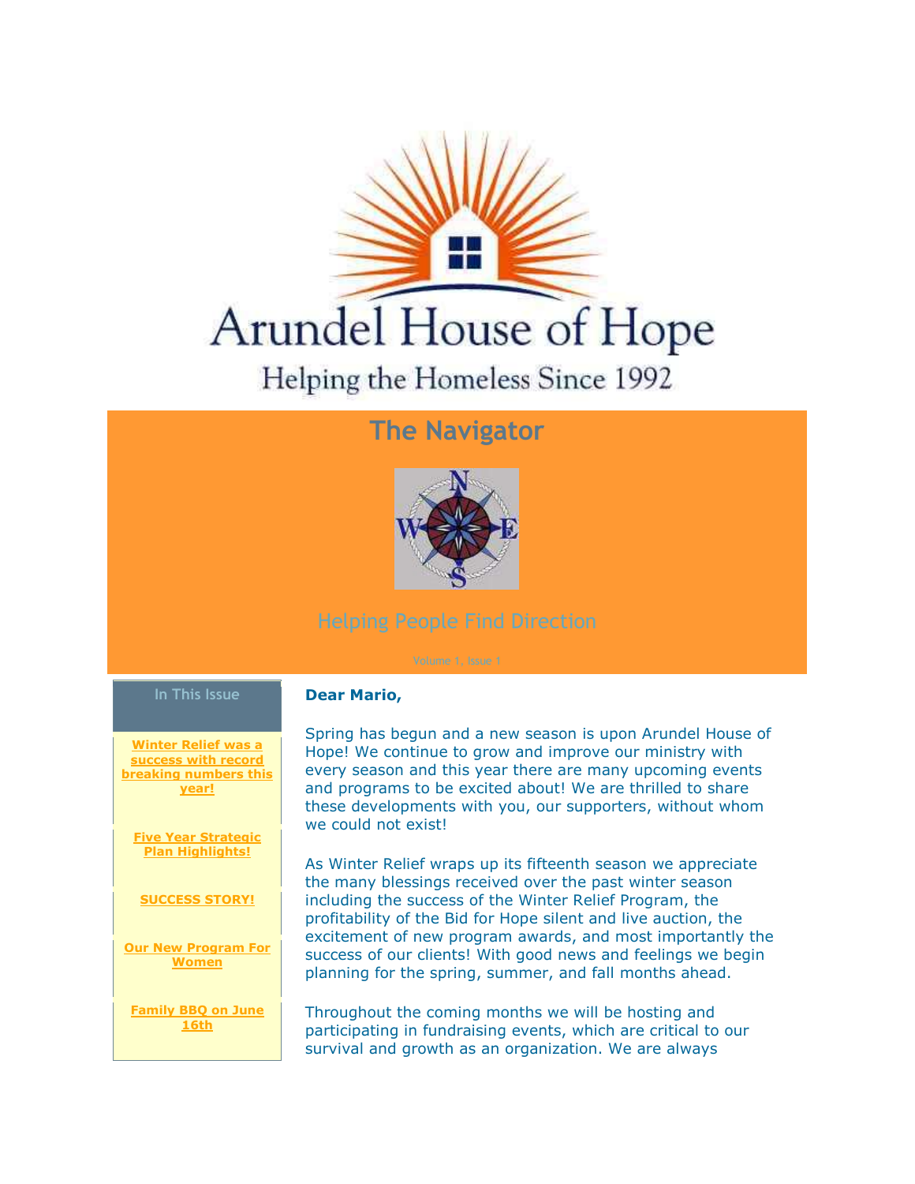# Arundel House of Hope

Helping the Homeless Since 1992

## The Navigator

Helping People Find Direction

Volume 1, Issue 1

**In This Issue**

- **Winter Relief was a success with record breaking numbers this year!**
- **Five Year Strategic Plan Highlights!**
- **SUCCESS STORY!**
- **Our New Program For Women**
- **Family BBQ on June 16th**

**Dear Mario,**

Spring has begun and a new season is upon Arundel House of Hope! We continue to grow and improve our ministry with every season and this year there are many upcoming events and programs to be excited about! We are thrilled to share these developments with you, our supporters, without whom we could not exist!

As Winter Relief wraps up its fifteenth season we appreciate the many blessings received over the past winter season including the success of the Winter Relief Program, the profitability of the Bid for Hope silent and live auction, the excitement of new program awards, and most importantly the success of our clients! With good news and feelings we begin planning for the spring, summer, and fall months ahead.

Throughout the coming months we will be hosting and participating in fundraising events, which are critical to our survival and growth as an organization. We are always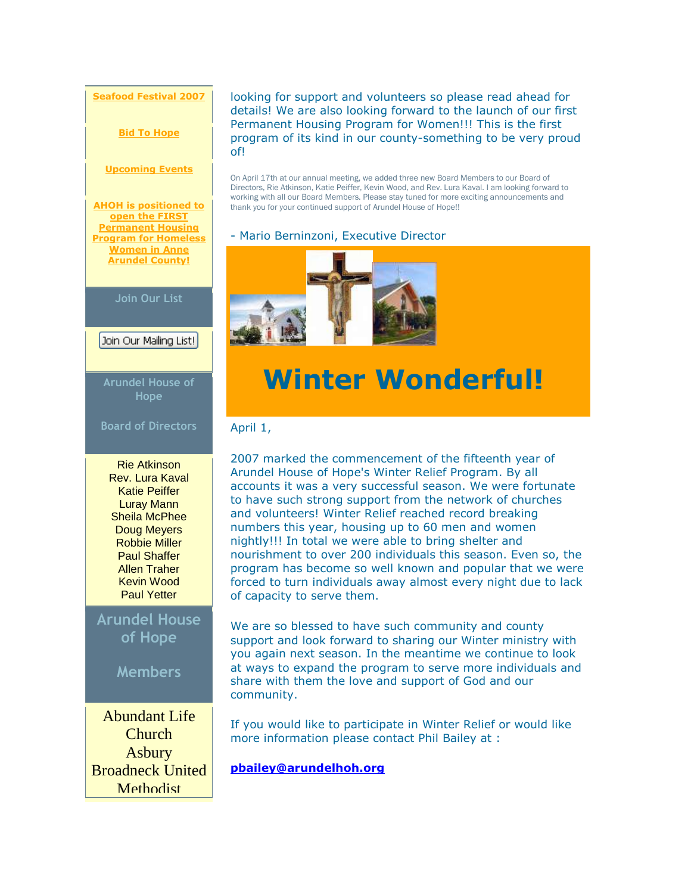**Seafood Festival 2007**

**Bid To Hope**

**Upcoming Events**

**AHOH is positioned to open the FIRST Permanent Housing Program for Homeless Women in Anne Arundel County!**

Join Our List

Join Our Mailing List!

Arundel House of Hope

Board of Directors

Rie Atkinson
Rev. Lura Kaval
Katie Peiffer
Luray Mann
Sheila McPhee
Doug Meyers
Robbie Miller
Paul Shaffer
Allen Traher
Kevin Wood
Paul Yetter

## Arundel House of Hope

## Members

Abundant Life Church
Asbury
Broadneck United Methodist

looking for support and volunteers so please read ahead for details! We are also looking forward to the launch of our first Permanent Housing Program for Women!!! This is the first program of its kind in our county-something to be very proud of!

On April 17th at our annual meeting, we added three new Board Members to our Board of Directors, Rie Atkinson, Katie Peiffer, Kevin Wood, and Rev. Lura Kaval. I am looking forward to working with all our Board Members. Please stay tuned for more exciting announcements and thank you for your continued support of Arundel House of Hope!!

- Mario Berninzoni, Executive Director

# Winter Wonderful!

April 1,

2007 marked the commencement of the fifteenth year of Arundel House of Hope's Winter Relief Program. By all accounts it was a very successful season. We were fortunate to have such strong support from the network of churches and volunteers! Winter Relief reached record breaking numbers this year, housing up to 60 men and women nightly!!! In total we were able to bring shelter and nourishment to over 200 individuals this season. Even so, the program has become so well known and popular that we were forced to turn individuals away almost every night due to lack of capacity to serve them.

We are so blessed to have such community and county support and look forward to sharing our Winter ministry with you again next season. In the meantime we continue to look at ways to expand the program to serve more individuals and share with them the love and support of God and our community.

If you would like to participate in Winter Relief or would like more information please contact Phil Bailey at :

**pbailey@arundelhoh.org**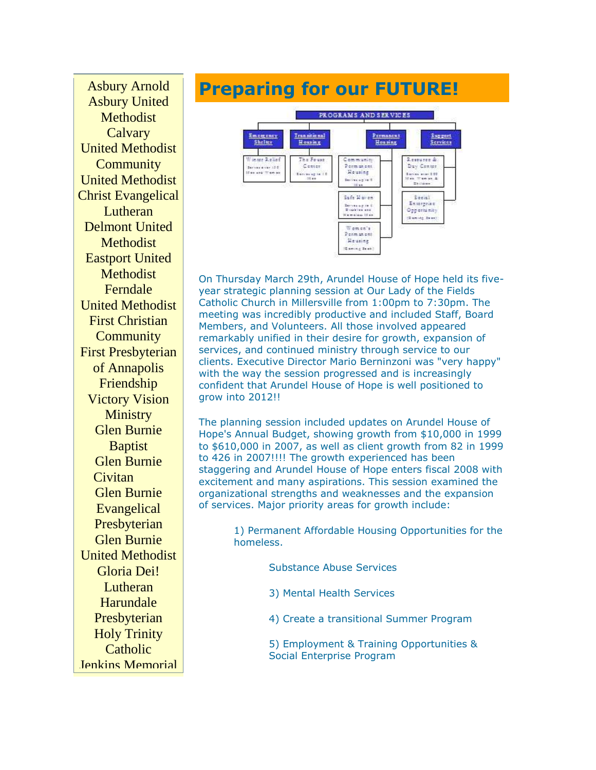Asbury Arnold
Asbury United Methodist
Calvary United Methodist
Community United Methodist
Christ Evangelical Lutheran
Delmont United Methodist
Eastport United Methodist
Ferndale United Methodist
First Christian Community
First Presbyterian of Annapolis
Friendship Victory Vision Ministry
Glen Burnie Baptist
Glen Burnie Civitan
Glen Burnie Evangelical Presbyterian
Glen Burnie United Methodist
Gloria Dei! Lutheran
Harundale Presbyterian
Holy Trinity Catholic
Jenkins Memorial

# Preparing for our FUTURE!

PROGRAMS AND SERVICES

- Emergency Shelter
  - Winter Relief (Serves over 130 Men and Women)
- Transitional Housing
  - The Fouse Center (Serves up to 16 Men)
- Permanent Housing
  - Community Permanent Housing (Serves up to 8 Men)
  - Safe Haven (Serves up to 8 Disabled and Homeless Men)
  - Women's Permanent Housing (Coming Soon)
- Support Services
  - Resource & Day Center (Serves over 200 Men, Women & Children)
  - Social Enterprise Opportunity (Coming Soon)

On Thursday March 29th, Arundel House of Hope held its five-year strategic planning session at Our Lady of the Fields Catholic Church in Millersville from 1:00pm to 7:30pm. The meeting was incredibly productive and included Staff, Board Members, and Volunteers. All those involved appeared remarkably unified in their desire for growth, expansion of services, and continued ministry through service to our clients. Executive Director Mario Berninzoni was "very happy" with the way the session progressed and is increasingly confident that Arundel House of Hope is well positioned to grow into 2012!!

The planning session included updates on Arundel House of Hope's Annual Budget, showing growth from $10,000 in 1999 to $610,000 in 2007, as well as client growth from 82 in 1999 to 426 in 2007!!!! The growth experienced has been staggering and Arundel House of Hope enters fiscal 2008 with excitement and many aspirations. This session examined the organizational strengths and weaknesses and the expansion of services. Major priority areas for growth include:

1) Permanent Affordable Housing Opportunities for the homeless.

Substance Abuse Services

3) Mental Health Services

4) Create a transitional Summer Program

5) Employment & Training Opportunities & Social Enterprise Program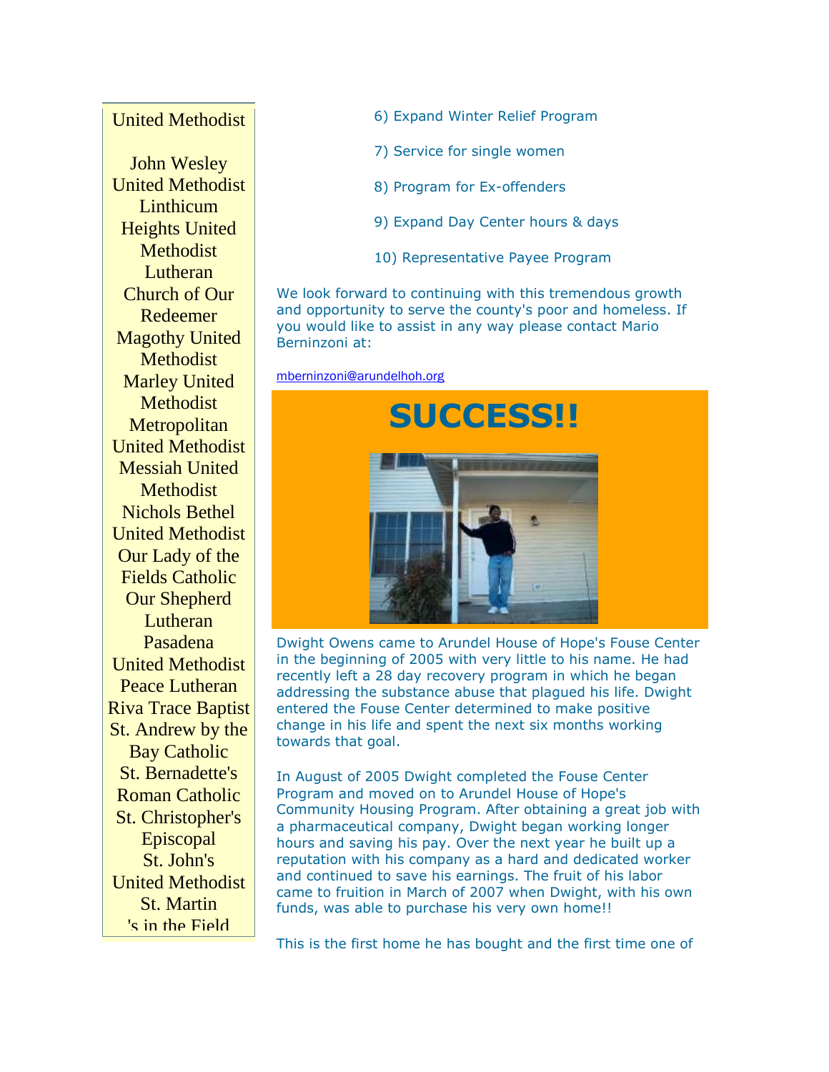United Methodist

John Wesley United Methodist
Linthicum Heights United Methodist
Lutheran Church of Our Redeemer
Magothy United Methodist
Marley United Methodist
Metropolitan United Methodist
Messiah United Methodist
Nichols Bethel United Methodist
Our Lady of the Fields Catholic
Our Shepherd Lutheran
Pasadena United Methodist
Peace Lutheran
Riva Trace Baptist
St. Andrew by the Bay Catholic
St. Bernadette's Roman Catholic
St. Christopher's Episcopal
St. John's United Methodist
St. Martin's in the Field

6) Expand Winter Relief Program

7) Service for single women

8) Program for Ex-offenders

9) Expand Day Center hours & days

10) Representative Payee Program

We look forward to continuing with this tremendous growth and opportunity to serve the county's poor and homeless. If you would like to assist in any way please contact Mario Berninzoni at:

mberninzoni@arundelhoh.org

# SUCCESS!!

Dwight Owens came to Arundel House of Hope's Fouse Center in the beginning of 2005 with very little to his name. He had recently left a 28 day recovery program in which he began addressing the substance abuse that plagued his life. Dwight entered the Fouse Center determined to make positive change in his life and spent the next six months working towards that goal.

In August of 2005 Dwight completed the Fouse Center Program and moved on to Arundel House of Hope's Community Housing Program. After obtaining a great job with a pharmaceutical company, Dwight began working longer hours and saving his pay. Over the next year he built up a reputation with his company as a hard and dedicated worker and continued to save his earnings. The fruit of his labor came to fruition in March of 2007 when Dwight, with his own funds, was able to purchase his very own home!!

This is the first home he has bought and the first time one of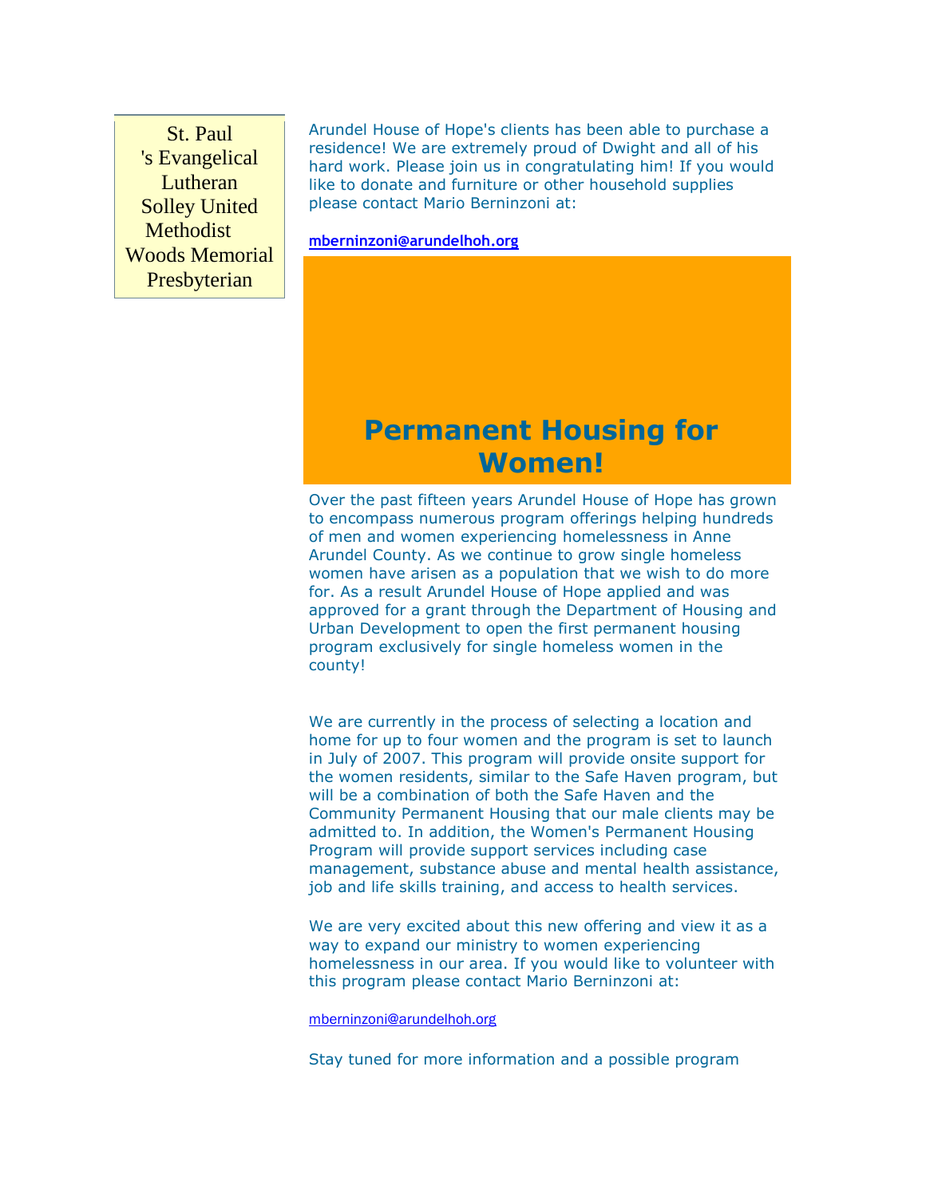St. Paul 's Evangelical Lutheran
Solley United Methodist
Woods Memorial Presbyterian

Arundel House of Hope's clients has been able to purchase a residence! We are extremely proud of Dwight and all of his hard work. Please join us in congratulating him! If you would like to donate and furniture or other household supplies please contact Mario Berninzoni at:

**mberninzoni@arundelhoh.org**

## Permanent Housing for Women!

Over the past fifteen years Arundel House of Hope has grown to encompass numerous program offerings helping hundreds of men and women experiencing homelessness in Anne Arundel County. As we continue to grow single homeless women have arisen as a population that we wish to do more for. As a result Arundel House of Hope applied and was approved for a grant through the Department of Housing and Urban Development to open the first permanent housing program exclusively for single homeless women in the county!

We are currently in the process of selecting a location and home for up to four women and the program is set to launch in July of 2007. This program will provide onsite support for the women residents, similar to the Safe Haven program, but will be a combination of both the Safe Haven and the Community Permanent Housing that our male clients may be admitted to. In addition, the Women's Permanent Housing Program will provide support services including case management, substance abuse and mental health assistance, job and life skills training, and access to health services.

We are very excited about this new offering and view it as a way to expand our ministry to women experiencing homelessness in our area. If you would like to volunteer with this program please contact Mario Berninzoni at:

mberninzoni@arundelhoh.org

Stay tuned for more information and a possible program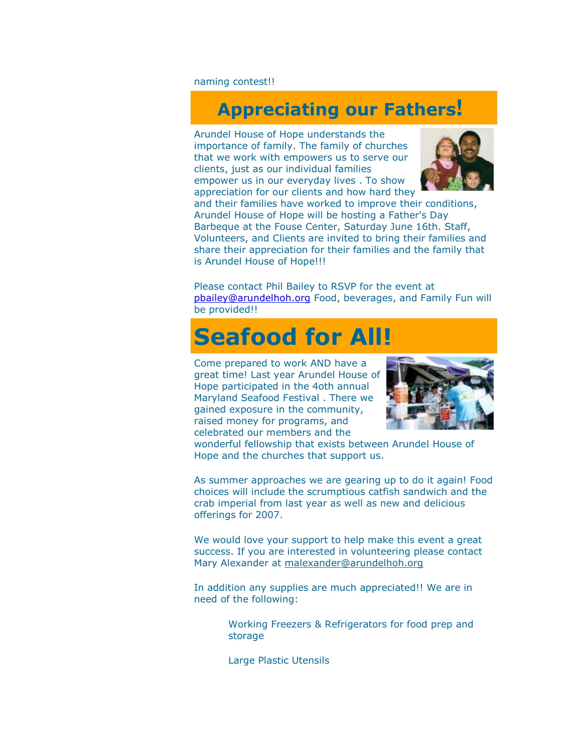naming contest!!

## Appreciating our Fathers!

Arundel House of Hope understands the importance of family. The family of churches that we work with empowers us to serve our clients, just as our individual families empower us in our everyday lives . To show appreciation for our clients and how hard they and their families have worked to improve their conditions, Arundel House of Hope will be hosting a Father's Day Barbeque at the Fouse Center, Saturday June 16th. Staff, Volunteers, and Clients are invited to bring their families and share their appreciation for their families and the family that is Arundel House of Hope!!!

Please contact Phil Bailey to RSVP for the event at pbailey@arundelhoh.org Food, beverages, and Family Fun will be provided!!

# Seafood for All!

Come prepared to work AND have a great time! Last year Arundel House of Hope participated in the 4oth annual Maryland Seafood Festival . There we gained exposure in the community, raised money for programs, and celebrated our members and the wonderful fellowship that exists between Arundel House of Hope and the churches that support us.

As summer approaches we are gearing up to do it again! Food choices will include the scrumptious catfish sandwich and the crab imperial from last year as well as new and delicious offerings for 2007.

We would love your support to help make this event a great success. If you are interested in volunteering please contact Mary Alexander at malexander@arundelhoh.org

In addition any supplies are much appreciated!! We are in need of the following:

- Working Freezers & Refrigerators for food prep and storage
- Large Plastic Utensils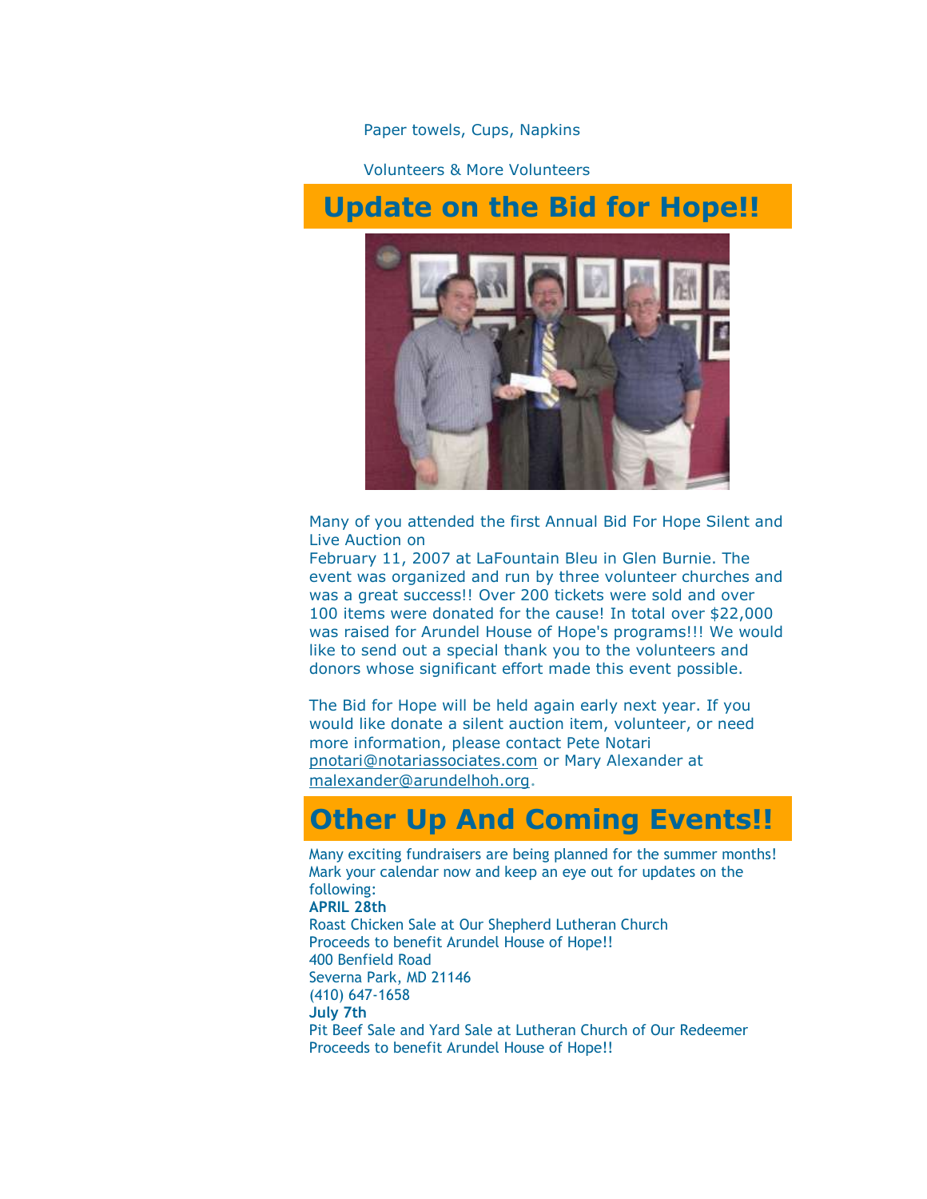Paper towels, Cups, Napkins

Volunteers & More Volunteers

## Update on the Bid for Hope!!

Many of you attended the first Annual Bid For Hope Silent and Live Auction on
February 11, 2007 at LaFountain Bleu in Glen Burnie. The event was organized and run by three volunteer churches and was a great success!! Over 200 tickets were sold and over 100 items were donated for the cause! In total over $22,000 was raised for Arundel House of Hope's programs!!! We would like to send out a special thank you to the volunteers and donors whose significant effort made this event possible.

The Bid for Hope will be held again early next year. If you would like donate a silent auction item, volunteer, or need more information, please contact Pete Notari pnotari@notariassociates.com or Mary Alexander at malexander@arundelhoh.org.

## Other Up And Coming Events!!

Many exciting fundraisers are being planned for the summer months! Mark your calendar now and keep an eye out for updates on the following:

**APRIL 28th**
Roast Chicken Sale at Our Shepherd Lutheran Church
Proceeds to benefit Arundel House of Hope!!
400 Benfield Road
Severna Park, MD 21146
(410) 647-1658

**July 7th**
Pit Beef Sale and Yard Sale at Lutheran Church of Our Redeemer
Proceeds to benefit Arundel House of Hope!!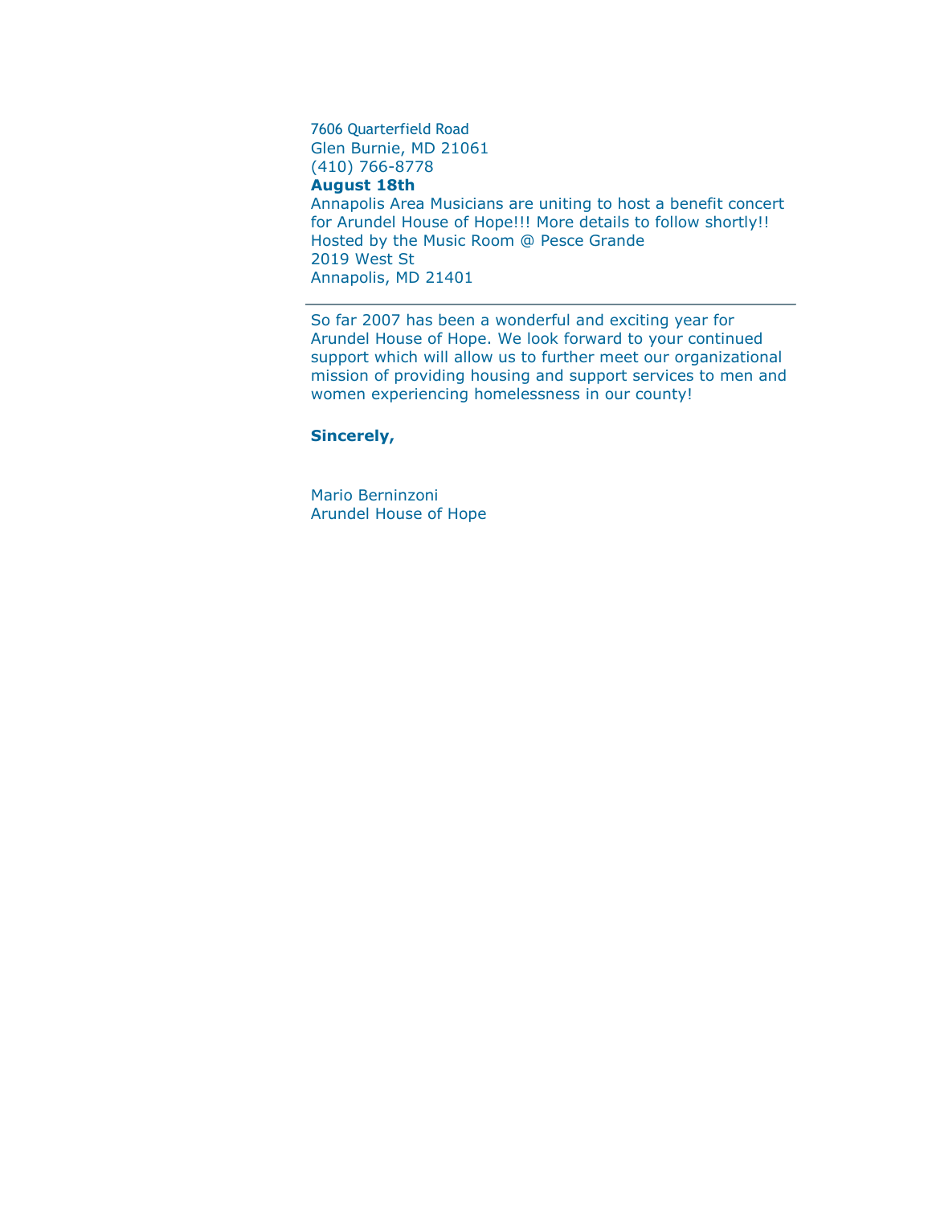7606 Quarterfield Road
Glen Burnie, MD 21061
(410) 766-8778

**August 18th**

Annapolis Area Musicians are uniting to host a benefit concert for Arundel House of Hope!!! More details to follow shortly!!
Hosted by the Music Room @ Pesce Grande
2019 West St
Annapolis, MD 21401

---

So far 2007 has been a wonderful and exciting year for Arundel House of Hope. We look forward to your continued support which will allow us to further meet our organizational mission of providing housing and support services to men and women experiencing homelessness in our county!

**Sincerely,**

Mario Berninzoni
Arundel House of Hope